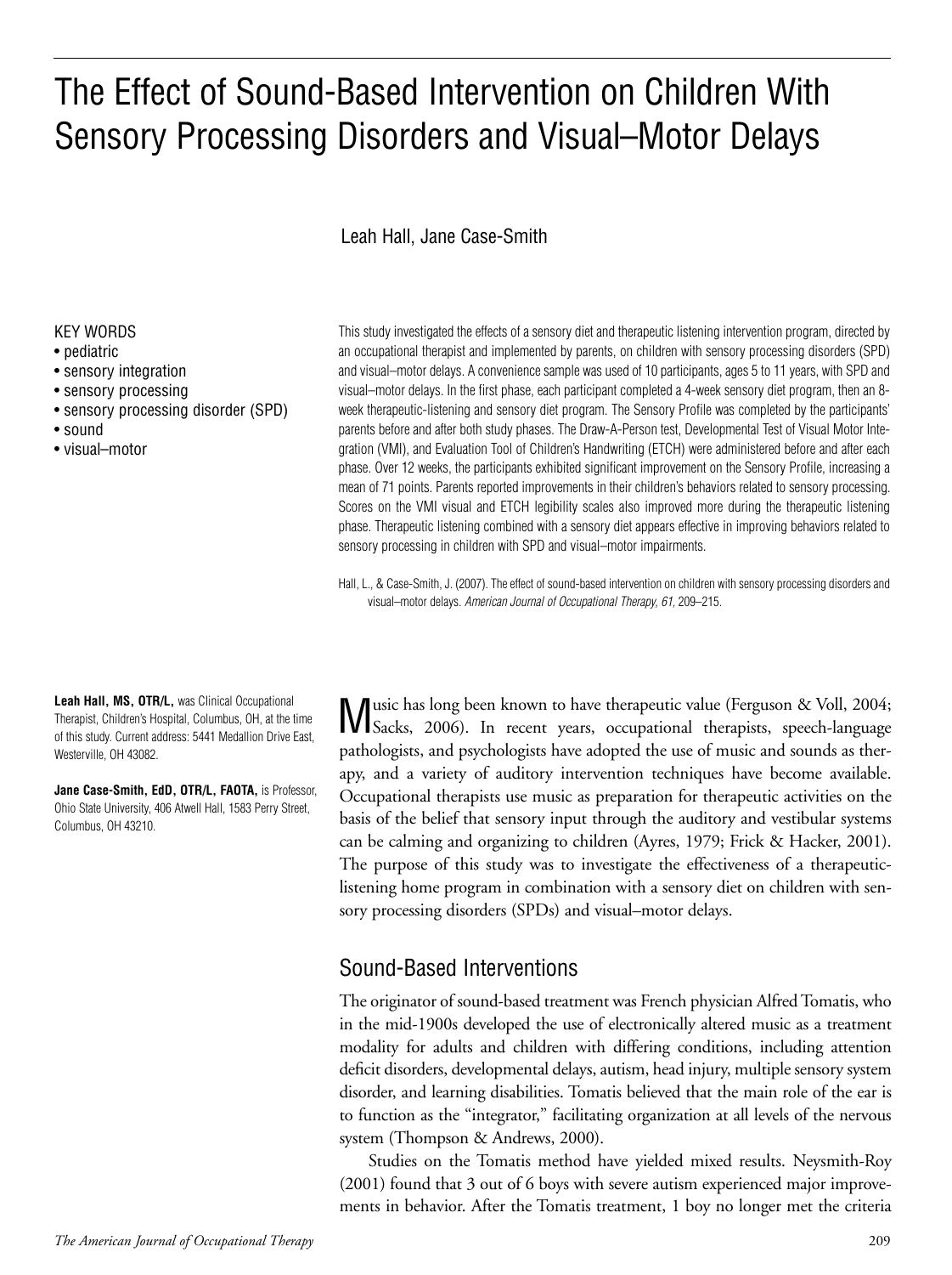# The Effect of Sound-Based Intervention on Children With Sensory Processing Disorders and Visual–Motor Delays

Leah Hall, Jane Case-Smith

KEY WORDS

- pediatric
- sensory integration
- sensory processing
- sensory processing disorder (SPD)
- sound
- visual–motor

This study investigated the effects of a sensory diet and therapeutic listening intervention program, directed by an occupational therapist and implemented by parents, on children with sensory processing disorders (SPD) and visual–motor delays. A convenience sample was used of 10 participants, ages 5 to 11 years, with SPD and visual–motor delays. In the first phase, each participant completed a 4-week sensory diet program, then an 8-week therapeutic-listening and sensory diet program. The Sensory Profile was completed by the participants' parents before and after both study phases. The Draw-A-Person test, Developmental Test of Visual Motor Integration (VMI), and Evaluation Tool of Children's Handwriting (ETCH) were administered before and after each phase. Over 12 weeks, the participants exhibited significant improvement on the Sensory Profile, increasing a mean of 71 points. Parents reported improvements in their children's behaviors related to sensory processing. Scores on the VMI visual and ETCH legibility scales also improved more during the therapeutic listening phase. Therapeutic listening combined with a sensory diet appears effective in improving behaviors related to sensory processing in children with SPD and visual–motor impairments.

Hall, L., & Case-Smith, J. (2007). The effect of sound-based intervention on children with sensory processing disorders and visual–motor delays. *American Journal of Occupational Therapy, 61,* 209–215.

**Leah Hall, MS, OTR/L,** was Clinical Occupational Therapist, Children's Hospital, Columbus, OH, at the time of this study. Current address: 5441 Medallion Drive East, Westerville, OH 43082.

**Jane Case-Smith, EdD, OTR/L, FAOTA,** is Professor, Ohio State University, 406 Atwell Hall, 1583 Perry Street, Columbus, OH 43210.

Music has long been known to have therapeutic value (Ferguson & Voll, 2004; Sacks, 2006). In recent years, occupational therapists, speech-language pathologists, and psychologists have adopted the use of music and sounds as therapy, and a variety of auditory intervention techniques have become available. Occupational therapists use music as preparation for therapeutic activities on the basis of the belief that sensory input through the auditory and vestibular systems can be calming and organizing to children (Ayres, 1979; Frick & Hacker, 2001). The purpose of this study was to investigate the effectiveness of a therapeutic-listening home program in combination with a sensory diet on children with sensory processing disorders (SPDs) and visual–motor delays.

## Sound-Based Interventions

The originator of sound-based treatment was French physician Alfred Tomatis, who in the mid-1900s developed the use of electronically altered music as a treatment modality for adults and children with differing conditions, including attention deficit disorders, developmental delays, autism, head injury, multiple sensory system disorder, and learning disabilities. Tomatis believed that the main role of the ear is to function as the "integrator," facilitating organization at all levels of the nervous system (Thompson & Andrews, 2000).

Studies on the Tomatis method have yielded mixed results. Neysmith-Roy (2001) found that 3 out of 6 boys with severe autism experienced major improvements in behavior. After the Tomatis treatment, 1 boy no longer met the criteria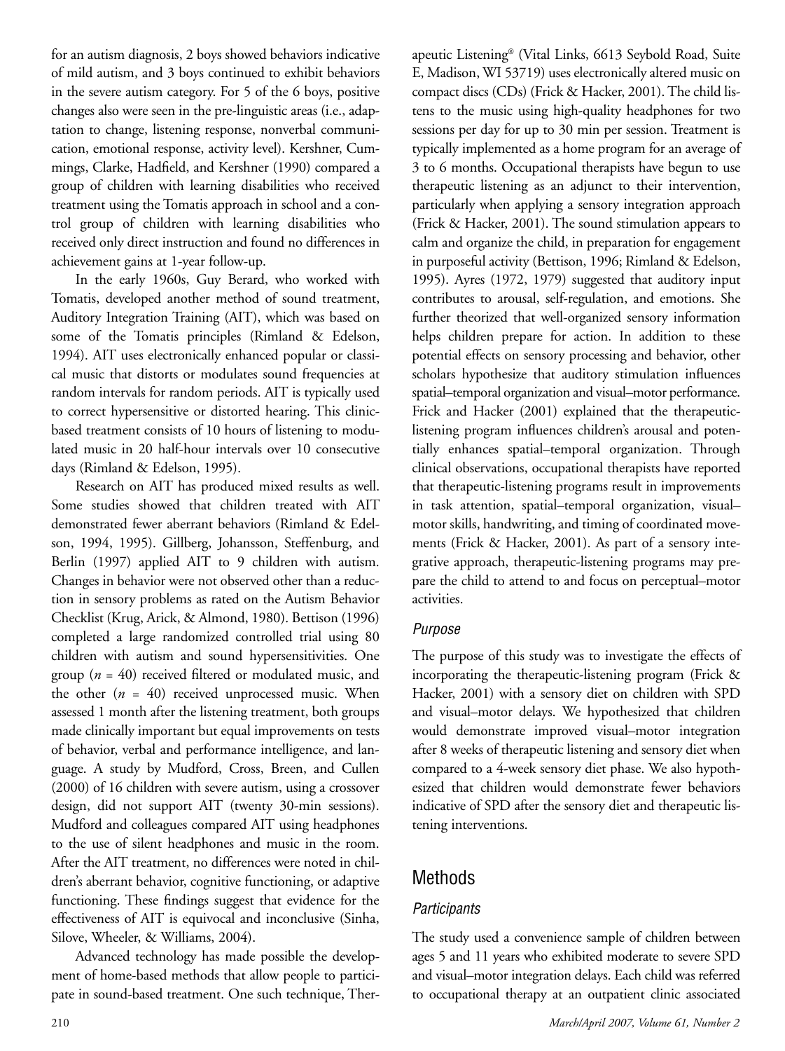for an autism diagnosis, 2 boys showed behaviors indicative of mild autism, and 3 boys continued to exhibit behaviors in the severe autism category. For 5 of the 6 boys, positive changes also were seen in the pre-linguistic areas (i.e., adaptation to change, listening response, nonverbal communication, emotional response, activity level). Kershner, Cummings, Clarke, Hadfield, and Kershner (1990) compared a group of children with learning disabilities who received treatment using the Tomatis approach in school and a control group of children with learning disabilities who received only direct instruction and found no differences in achievement gains at 1-year follow-up.

In the early 1960s, Guy Berard, who worked with Tomatis, developed another method of sound treatment, Auditory Integration Training (AIT), which was based on some of the Tomatis principles (Rimland & Edelson, 1994). AIT uses electronically enhanced popular or classical music that distorts or modulates sound frequencies at random intervals for random periods. AIT is typically used to correct hypersensitive or distorted hearing. This clinic-based treatment consists of 10 hours of listening to modulated music in 20 half-hour intervals over 10 consecutive days (Rimland & Edelson, 1995).

Research on AIT has produced mixed results as well. Some studies showed that children treated with AIT demonstrated fewer aberrant behaviors (Rimland & Edelson, 1994, 1995). Gillberg, Johansson, Steffenburg, and Berlin (1997) applied AIT to 9 children with autism. Changes in behavior were not observed other than a reduction in sensory problems as rated on the Autism Behavior Checklist (Krug, Arick, & Almond, 1980). Bettison (1996) completed a large randomized controlled trial using 80 children with autism and sound hypersensitivities. One group ($n$ = 40) received filtered or modulated music, and the other ($n$ = 40) received unprocessed music. When assessed 1 month after the listening treatment, both groups made clinically important but equal improvements on tests of behavior, verbal and performance intelligence, and language. A study by Mudford, Cross, Breen, and Cullen (2000) of 16 children with severe autism, using a crossover design, did not support AIT (twenty 30-min sessions). Mudford and colleagues compared AIT using headphones to the use of silent headphones and music in the room. After the AIT treatment, no differences were noted in children's aberrant behavior, cognitive functioning, or adaptive functioning. These findings suggest that evidence for the effectiveness of AIT is equivocal and inconclusive (Sinha, Silove, Wheeler, & Williams, 2004).

Advanced technology has made possible the development of home-based methods that allow people to participate in sound-based treatment. One such technique, Therapeutic Listening® (Vital Links, 6613 Seybold Road, Suite E, Madison, WI 53719) uses electronically altered music on compact discs (CDs) (Frick & Hacker, 2001). The child listens to the music using high-quality headphones for two sessions per day for up to 30 min per session. Treatment is typically implemented as a home program for an average of 3 to 6 months. Occupational therapists have begun to use therapeutic listening as an adjunct to their intervention, particularly when applying a sensory integration approach (Frick & Hacker, 2001). The sound stimulation appears to calm and organize the child, in preparation for engagement in purposeful activity (Bettison, 1996; Rimland & Edelson, 1995). Ayres (1972, 1979) suggested that auditory input contributes to arousal, self-regulation, and emotions. She further theorized that well-organized sensory information helps children prepare for action. In addition to these potential effects on sensory processing and behavior, other scholars hypothesize that auditory stimulation influences spatial–temporal organization and visual–motor performance. Frick and Hacker (2001) explained that the therapeutic-listening program influences children's arousal and potentially enhances spatial–temporal organization. Through clinical observations, occupational therapists have reported that therapeutic-listening programs result in improvements in task attention, spatial–temporal organization, visual–motor skills, handwriting, and timing of coordinated movements (Frick & Hacker, 2001). As part of a sensory integrative approach, therapeutic-listening programs may prepare the child to attend to and focus on perceptual–motor activities.

### *Purpose*

The purpose of this study was to investigate the effects of incorporating the therapeutic-listening program (Frick & Hacker, 2001) with a sensory diet on children with SPD and visual–motor delays. We hypothesized that children would demonstrate improved visual–motor integration after 8 weeks of therapeutic listening and sensory diet when compared to a 4-week sensory diet phase. We also hypothesized that children would demonstrate fewer behaviors indicative of SPD after the sensory diet and therapeutic listening interventions.

## Methods

### *Participants*

The study used a convenience sample of children between ages 5 and 11 years who exhibited moderate to severe SPD and visual–motor integration delays. Each child was referred to occupational therapy at an outpatient clinic associated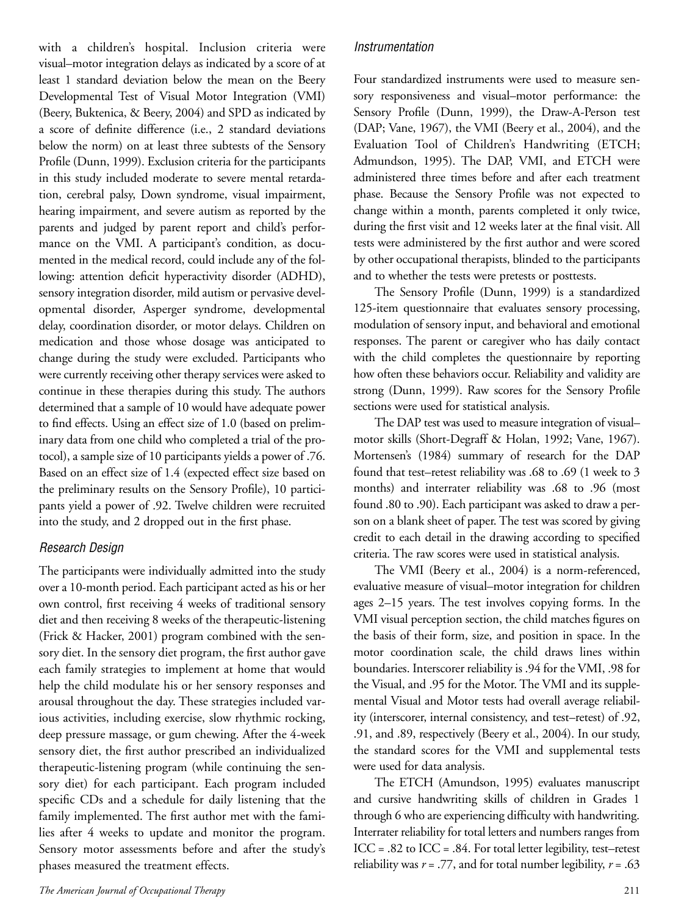with a children's hospital. Inclusion criteria were visual–motor integration delays as indicated by a score of at least 1 standard deviation below the mean on the Beery Developmental Test of Visual Motor Integration (VMI) (Beery, Buktenica, & Beery, 2004) and SPD as indicated by a score of definite difference (i.e., 2 standard deviations below the norm) on at least three subtests of the Sensory Profile (Dunn, 1999). Exclusion criteria for the participants in this study included moderate to severe mental retardation, cerebral palsy, Down syndrome, visual impairment, hearing impairment, and severe autism as reported by the parents and judged by parent report and child's performance on the VMI. A participant's condition, as documented in the medical record, could include any of the following: attention deficit hyperactivity disorder (ADHD), sensory integration disorder, mild autism or pervasive developmental disorder, Asperger syndrome, developmental delay, coordination disorder, or motor delays. Children on medication and those whose dosage was anticipated to change during the study were excluded. Participants who were currently receiving other therapy services were asked to continue in these therapies during this study. The authors determined that a sample of 10 would have adequate power to find effects. Using an effect size of 1.0 (based on preliminary data from one child who completed a trial of the protocol), a sample size of 10 participants yields a power of .76. Based on an effect size of 1.4 (expected effect size based on the preliminary results on the Sensory Profile), 10 participants yield a power of .92. Twelve children were recruited into the study, and 2 dropped out in the first phase.

### *Research Design*

The participants were individually admitted into the study over a 10-month period. Each participant acted as his or her own control, first receiving 4 weeks of traditional sensory diet and then receiving 8 weeks of the therapeutic-listening (Frick & Hacker, 2001) program combined with the sensory diet. In the sensory diet program, the first author gave each family strategies to implement at home that would help the child modulate his or her sensory responses and arousal throughout the day. These strategies included various activities, including exercise, slow rhythmic rocking, deep pressure massage, or gum chewing. After the 4-week sensory diet, the first author prescribed an individualized therapeutic-listening program (while continuing the sensory diet) for each participant. Each program included specific CDs and a schedule for daily listening that the family implemented. The first author met with the families after 4 weeks to update and monitor the program. Sensory motor assessments before and after the study's phases measured the treatment effects.

### *Instrumentation*

Four standardized instruments were used to measure sensory responsiveness and visual–motor performance: the Sensory Profile (Dunn, 1999), the Draw-A-Person test (DAP; Vane, 1967), the VMI (Beery et al., 2004), and the Evaluation Tool of Children's Handwriting (ETCH; Admundson, 1995). The DAP, VMI, and ETCH were administered three times before and after each treatment phase. Because the Sensory Profile was not expected to change within a month, parents completed it only twice, during the first visit and 12 weeks later at the final visit. All tests were administered by the first author and were scored by other occupational therapists, blinded to the participants and to whether the tests were pretests or posttests.

The Sensory Profile (Dunn, 1999) is a standardized 125-item questionnaire that evaluates sensory processing, modulation of sensory input, and behavioral and emotional responses. The parent or caregiver who has daily contact with the child completes the questionnaire by reporting how often these behaviors occur. Reliability and validity are strong (Dunn, 1999). Raw scores for the Sensory Profile sections were used for statistical analysis.

The DAP test was used to measure integration of visual–motor skills (Short-Degraff & Holan, 1992; Vane, 1967). Mortensen's (1984) summary of research for the DAP found that test–retest reliability was .68 to .69 (1 week to 3 months) and interrater reliability was .68 to .96 (most found .80 to .90). Each participant was asked to draw a person on a blank sheet of paper. The test was scored by giving credit to each detail in the drawing according to specified criteria. The raw scores were used in statistical analysis.

The VMI (Beery et al., 2004) is a norm-referenced, evaluative measure of visual–motor integration for children ages 2–15 years. The test involves copying forms. In the VMI visual perception section, the child matches figures on the basis of their form, size, and position in space. In the motor coordination scale, the child draws lines within boundaries. Interscorer reliability is .94 for the VMI, .98 for the Visual, and .95 for the Motor. The VMI and its supplemental Visual and Motor tests had overall average reliability (interscorer, internal consistency, and test–retest) of .92, .91, and .89, respectively (Beery et al., 2004). In our study, the standard scores for the VMI and supplemental tests were used for data analysis.

The ETCH (Amundson, 1995) evaluates manuscript and cursive handwriting skills of children in Grades 1 through 6 who are experiencing difficulty with handwriting. Interrater reliability for total letters and numbers ranges from ICC = .82 to ICC = .84. For total letter legibility, test–retest reliability was $r = .77$, and for total number legibility, $r = .63$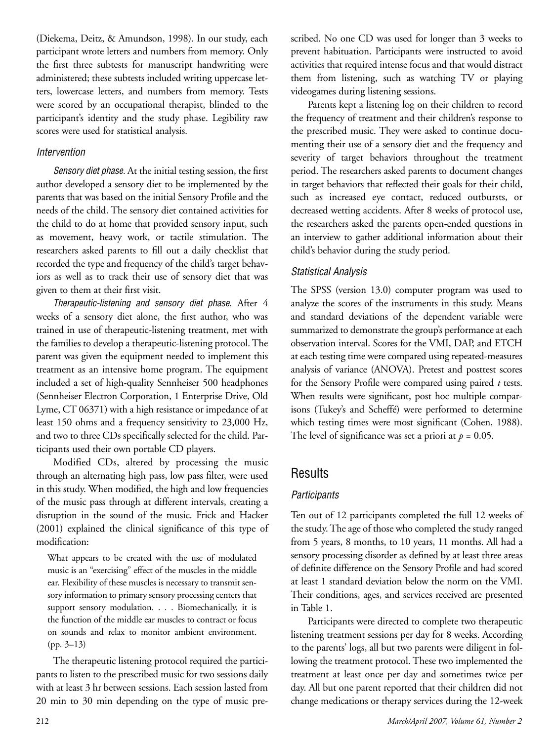(Diekema, Deitz, & Amundson, 1998). In our study, each participant wrote letters and numbers from memory. Only the first three subtests for manuscript handwriting were administered; these subtests included writing uppercase letters, lowercase letters, and numbers from memory. Tests were scored by an occupational therapist, blinded to the participant's identity and the study phase. Legibility raw scores were used for statistical analysis.

### Intervention

*Sensory diet phase.* At the initial testing session, the first author developed a sensory diet to be implemented by the parents that was based on the initial Sensory Profile and the needs of the child. The sensory diet contained activities for the child to do at home that provided sensory input, such as movement, heavy work, or tactile stimulation. The researchers asked parents to fill out a daily checklist that recorded the type and frequency of the child's target behaviors as well as to track their use of sensory diet that was given to them at their first visit.

*Therapeutic-listening and sensory diet phase.* After 4 weeks of a sensory diet alone, the first author, who was trained in use of therapeutic-listening treatment, met with the families to develop a therapeutic-listening protocol. The parent was given the equipment needed to implement this treatment as an intensive home program. The equipment included a set of high-quality Sennheiser 500 headphones (Sennheiser Electron Corporation, 1 Enterprise Drive, Old Lyme, CT 06371) with a high resistance or impedance of at least 150 ohms and a frequency sensitivity to 23,000 Hz, and two to three CDs specifically selected for the child. Participants used their own portable CD players.

Modified CDs, altered by processing the music through an alternating high pass, low pass filter, were used in this study. When modified, the high and low frequencies of the music pass through at different intervals, creating a disruption in the sound of the music. Frick and Hacker (2001) explained the clinical significance of this type of modification:

> What appears to be created with the use of modulated music is an "exercising" effect of the muscles in the middle ear. Flexibility of these muscles is necessary to transmit sensory information to primary sensory processing centers that support sensory modulation. . . . Biomechanically, it is the function of the middle ear muscles to contract or focus on sounds and relax to monitor ambient environment. (pp. 3–13)

The therapeutic listening protocol required the participants to listen to the prescribed music for two sessions daily with at least 3 hr between sessions. Each session lasted from 20 min to 30 min depending on the type of music prescribed. No one CD was used for longer than 3 weeks to prevent habituation. Participants were instructed to avoid activities that required intense focus and that would distract them from listening, such as watching TV or playing videogames during listening sessions.

Parents kept a listening log on their children to record the frequency of treatment and their children's response to the prescribed music. They were asked to continue documenting their use of a sensory diet and the frequency and severity of target behaviors throughout the treatment period. The researchers asked parents to document changes in target behaviors that reflected their goals for their child, such as increased eye contact, reduced outbursts, or decreased wetting accidents. After 8 weeks of protocol use, the researchers asked the parents open-ended questions in an interview to gather additional information about their child's behavior during the study period.

### Statistical Analysis

The SPSS (version 13.0) computer program was used to analyze the scores of the instruments in this study. Means and standard deviations of the dependent variable were summarized to demonstrate the group's performance at each observation interval. Scores for the VMI, DAP, and ETCH at each testing time were compared using repeated-measures analysis of variance (ANOVA). Pretest and posttest scores for the Sensory Profile were compared using paired *t* tests. When results were significant, post hoc multiple comparisons (Tukey's and Scheffé) were performed to determine which testing times were most significant (Cohen, 1988). The level of significance was set a priori at $p = 0.05$.

## Results

### Participants

Ten out of 12 participants completed the full 12 weeks of the study. The age of those who completed the study ranged from 5 years, 8 months, to 10 years, 11 months. All had a sensory processing disorder as defined by at least three areas of definite difference on the Sensory Profile and had scored at least 1 standard deviation below the norm on the VMI. Their conditions, ages, and services received are presented in Table 1.

Participants were directed to complete two therapeutic listening treatment sessions per day for 8 weeks. According to the parents' logs, all but two parents were diligent in following the treatment protocol. These two implemented the treatment at least once per day and sometimes twice per day. All but one parent reported that their children did not change medications or therapy services during the 12-week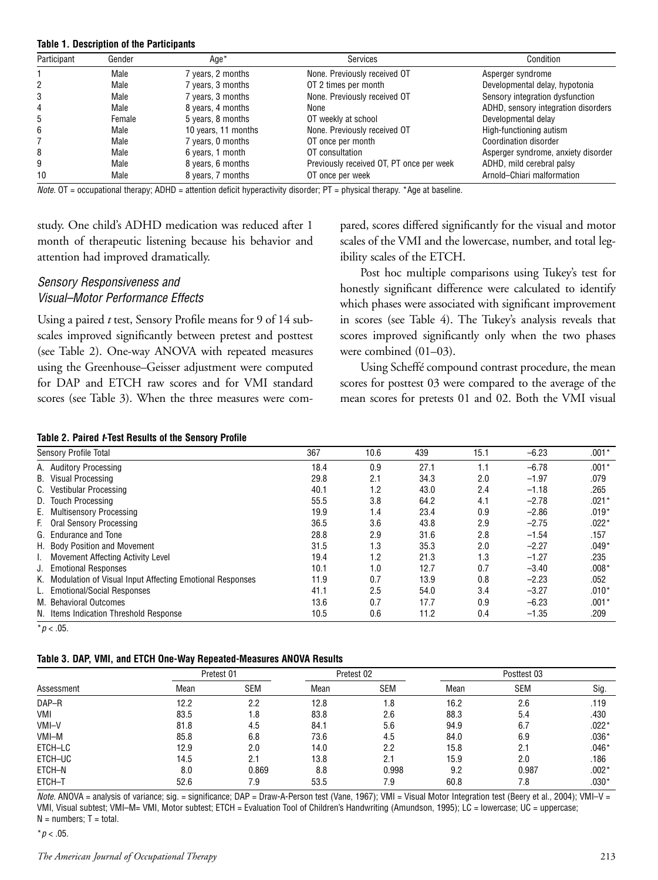**Table 1. Description of the Participants**

| Participant | Gender | Age* | Services | Condition |
|---|---|---|---|---|
| 1 | Male | 7 years, 2 months | None. Previously received OT | Asperger syndrome |
| 2 | Male | 7 years, 3 months | OT 2 times per month | Developmental delay, hypotonia |
| 3 | Male | 7 years, 3 months | None. Previously received OT | Sensory integration dysfunction |
| 4 | Male | 8 years, 4 months | None | ADHD, sensory integration disorders |
| 5 | Female | 5 years, 8 months | OT weekly at school | Developmental delay |
| 6 | Male | 10 years, 11 months | None. Previously received OT | High-functioning autism |
| 7 | Male | 7 years, 0 months | OT once per month | Coordination disorder |
| 8 | Male | 6 years, 1 month | OT consultation | Asperger syndrome, anxiety disorder |
| 9 | Male | 8 years, 6 months | Previously received OT, PT once per week | ADHD, mild cerebral palsy |
| 10 | Male | 8 years, 7 months | OT once per week | Arnold–Chiari malformation |

*Note.* OT = occupational therapy; ADHD = attention deficit hyperactivity disorder; PT = physical therapy. *Age at baseline.

study. One child's ADHD medication was reduced after 1 month of therapeutic listening because his behavior and attention had improved dramatically.

### *Sensory Responsiveness and Visual–Motor Performance Effects*

Using a paired *t* test, Sensory Profile means for 9 of 14 subscales improved significantly between pretest and posttest (see Table 2). One-way ANOVA with repeated measures using the Greenhouse–Geisser adjustment were computed for DAP and ETCH raw scores and for VMI standard scores (see Table 3). When the three measures were compared, scores differed significantly for the visual and motor scales of the VMI and the lowercase, number, and total legibility scales of the ETCH.

Post hoc multiple comparisons using Tukey's test for honestly significant difference were calculated to identify which phases were associated with significant improvement in scores (see Table 4). The Tukey's analysis reveals that scores improved significantly only when the two phases were combined (01–03).

Using Scheffé compound contrast procedure, the mean scores for posttest 03 were compared to the average of the mean scores for pretests 01 and 02. Both the VMI visual

**Table 2. Paired *t*-Test Results of the Sensory Profile**

| Sensory Profile Total | 367 | 10.6 | 439 | 15.1 | −6.23 | .001* |
|---|---|---|---|---|---|---|
| A. Auditory Processing | 18.4 | 0.9 | 27.1 | 1.1 | −6.78 | .001* |
| B. Visual Processing | 29.8 | 2.1 | 34.3 | 2.0 | −1.97 | .079 |
| C. Vestibular Processing | 40.1 | 1.2 | 43.0 | 2.4 | −1.18 | .265 |
| D. Touch Processing | 55.5 | 3.8 | 64.2 | 4.1 | −2.78 | .021* |
| E. Multisensory Processing | 19.9 | 1.4 | 23.4 | 0.9 | −2.86 | .019* |
| F. Oral Sensory Processing | 36.5 | 3.6 | 43.8 | 2.9 | −2.75 | .022* |
| G. Endurance and Tone | 28.8 | 2.9 | 31.6 | 2.8 | −1.54 | .157 |
| H. Body Position and Movement | 31.5 | 1.3 | 35.3 | 2.0 | −2.27 | .049* |
| I. Movement Affecting Activity Level | 19.4 | 1.2 | 21.3 | 1.3 | −1.27 | .235 |
| J. Emotional Responses | 10.1 | 1.0 | 12.7 | 0.7 | −3.40 | .008* |
| K. Modulation of Visual Input Affecting Emotional Responses | 11.9 | 0.7 | 13.9 | 0.8 | −2.23 | .052 |
| L. Emotional/Social Responses | 41.1 | 2.5 | 54.0 | 3.4 | −3.27 | .010* |
| M. Behavioral Outcomes | 13.6 | 0.7 | 17.7 | 0.9 | −6.23 | .001* |
| N. Items Indication Threshold Response | 10.5 | 0.6 | 11.2 | 0.4 | −1.35 | .209 |

$^*p < .05$.

**Table 3. DAP, VMI, and ETCH One-Way Repeated-Measures ANOVA Results**

| | Pretest 01 | | Pretest 02 | | Posttest 03 | | |
|---|---|---|---|---|---|---|---|
| Assessment | Mean | SEM | Mean | SEM | Mean | SEM | Sig. |
| DAP–R | 12.2 | 2.2 | 12.8 | 1.8 | 16.2 | 2.6 | .119 |
| VMI | 83.5 | 1.8 | 83.8 | 2.6 | 88.3 | 5.4 | .430 |
| VMI–V | 81.8 | 4.5 | 84.1 | 5.6 | 94.9 | 6.7 | .022* |
| VMI–M | 85.8 | 6.8 | 73.6 | 4.5 | 84.0 | 6.9 | .036* |
| ETCH–LC | 12.9 | 2.0 | 14.0 | 2.2 | 15.8 | 2.1 | .046* |
| ETCH–UC | 14.5 | 2.1 | 13.8 | 2.1 | 15.9 | 2.0 | .186 |
| ETCH–N | 8.0 | 0.869 | 8.8 | 0.998 | 9.2 | 0.987 | .002* |
| ETCH–T | 52.6 | 7.9 | 53.5 | 7.9 | 60.8 | 7.8 | .030* |

*Note.* ANOVA = analysis of variance; sig. = significance; DAP = Draw-A-Person test (Vane, 1967); VMI = Visual Motor Integration test (Beery et al., 2004); VMI–V = VMI, Visual subtest; VMI–M= VMI, Motor subtest; ETCH = Evaluation Tool of Children's Handwriting (Amundson, 1995); LC = lowercase; UC = uppercase; N = numbers; T = total.

$^*p < .05$.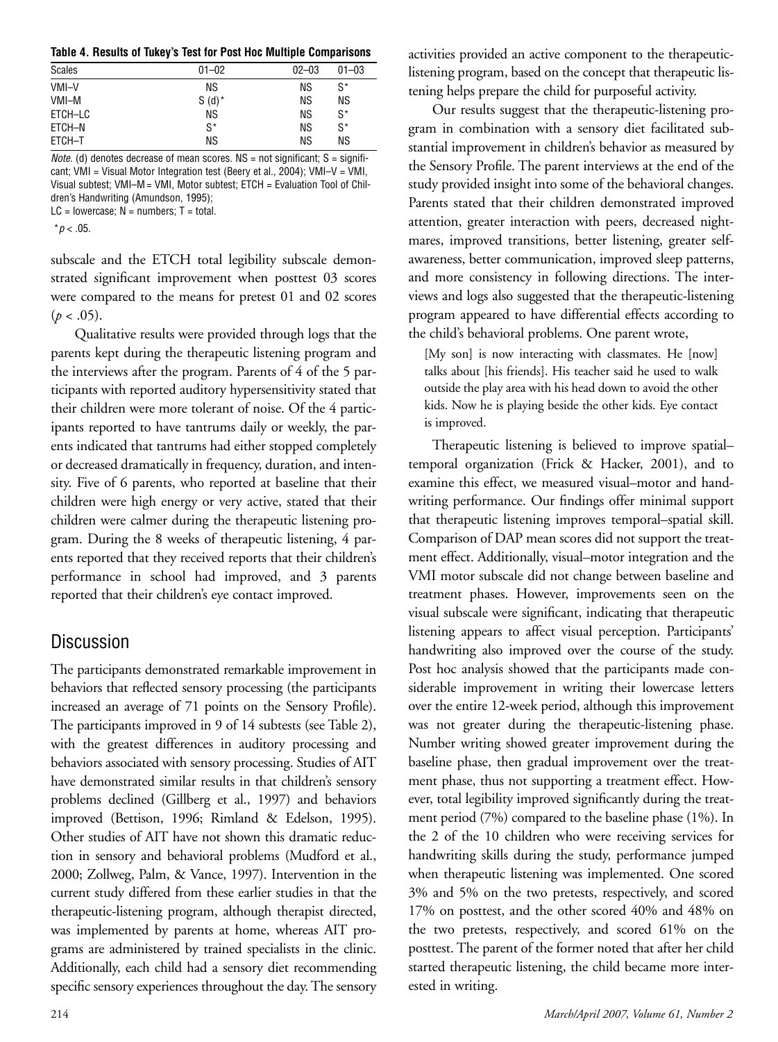**Table 4. Results of Tukey's Test for Post Hoc Multiple Comparisons**

| Scales | 01–02 | 02–03 | 01–03 |
|---|---|---|---|
| VMI–V | NS | NS | S* |
| VMI–M | S (d)* | NS | NS |
| ETCH–LC | NS | NS | S* |
| ETCH–N | S* | NS | S* |
| ETCH–T | NS | NS | NS |

*Note.* (d) denotes decrease of mean scores. NS = not significant; S = significant; VMI = Visual Motor Integration test (Beery et al., 2004); VMI–V = VMI, Visual subtest; VMI–M = VMI, Motor subtest; ETCH = Evaluation Tool of Children's Handwriting (Amundson, 1995); LC = lowercase; N = numbers; T = total.

*$p < .05$.

subscale and the ETCH total legibility subscale demonstrated significant improvement when posttest 03 scores were compared to the means for pretest 01 and 02 scores ($p < .05$).

Qualitative results were provided through logs that the parents kept during the therapeutic listening program and the interviews after the program. Parents of 4 of the 5 participants with reported auditory hypersensitivity stated that their children were more tolerant of noise. Of the 4 participants reported to have tantrums daily or weekly, the parents indicated that tantrums had either stopped completely or decreased dramatically in frequency, duration, and intensity. Five of 6 parents, who reported at baseline that their children were high energy or very active, stated that their children were calmer during the therapeutic listening program. During the 8 weeks of therapeutic listening, 4 parents reported that they received reports that their children's performance in school had improved, and 3 parents reported that their children's eye contact improved.

## Discussion

The participants demonstrated remarkable improvement in behaviors that reflected sensory processing (the participants increased an average of 71 points on the Sensory Profile). The participants improved in 9 of 14 subtests (see Table 2), with the greatest differences in auditory processing and behaviors associated with sensory processing. Studies of AIT have demonstrated similar results in that children's sensory problems declined (Gillberg et al., 1997) and behaviors improved (Bettison, 1996; Rimland & Edelson, 1995). Other studies of AIT have not shown this dramatic reduction in sensory and behavioral problems (Mudford et al., 2000; Zollweg, Palm, & Vance, 1997). Intervention in the current study differed from these earlier studies in that the therapeutic-listening program, although therapist directed, was implemented by parents at home, whereas AIT programs are administered by trained specialists in the clinic. Additionally, each child had a sensory diet recommending specific sensory experiences throughout the day. The sensory activities provided an active component to the therapeutic-listening program, based on the concept that therapeutic listening helps prepare the child for purposeful activity.

Our results suggest that the therapeutic-listening program in combination with a sensory diet facilitated substantial improvement in children's behavior as measured by the Sensory Profile. The parent interviews at the end of the study provided insight into some of the behavioral changes. Parents stated that their children demonstrated improved attention, greater interaction with peers, decreased nightmares, improved transitions, better listening, greater self-awareness, better communication, improved sleep patterns, and more consistency in following directions. The interviews and logs also suggested that the therapeutic-listening program appeared to have differential effects according to the child's behavioral problems. One parent wrote,

> [My son] is now interacting with classmates. He [now] talks about [his friends]. His teacher said he used to walk outside the play area with his head down to avoid the other kids. Now he is playing beside the other kids. Eye contact is improved.

Therapeutic listening is believed to improve spatial–temporal organization (Frick & Hacker, 2001), and to examine this effect, we measured visual–motor and handwriting performance. Our findings offer minimal support that therapeutic listening improves temporal–spatial skill. Comparison of DAP mean scores did not support the treatment effect. Additionally, visual–motor integration and the VMI motor subscale did not change between baseline and treatment phases. However, improvements seen on the visual subscale were significant, indicating that therapeutic listening appears to affect visual perception. Participants' handwriting also improved over the course of the study. Post hoc analysis showed that the participants made considerable improvement in writing their lowercase letters over the entire 12-week period, although this improvement was not greater during the therapeutic-listening phase. Number writing showed greater improvement during the baseline phase, then gradual improvement over the treatment phase, thus not supporting a treatment effect. However, total legibility improved significantly during the treatment period (7%) compared to the baseline phase (1%). In the 2 of the 10 children who were receiving services for handwriting skills during the study, performance jumped when therapeutic listening was implemented. One scored 3% and 5% on the two pretests, respectively, and scored 17% on posttest, and the other scored 40% and 48% on the two pretests, respectively, and scored 61% on the posttest. The parent of the former noted that after her child started therapeutic listening, the child became more interested in writing.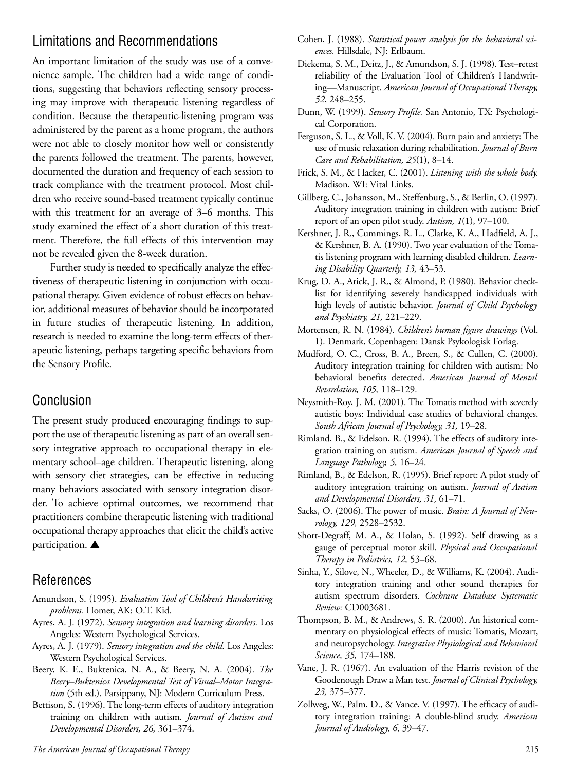## Limitations and Recommendations

An important limitation of the study was use of a convenience sample. The children had a wide range of conditions, suggesting that behaviors reflecting sensory processing may improve with therapeutic listening regardless of condition. Because the therapeutic-listening program was administered by the parent as a home program, the authors were not able to closely monitor how well or consistently the parents followed the treatment. The parents, however, documented the duration and frequency of each session to track compliance with the treatment protocol. Most children who receive sound-based treatment typically continue with this treatment for an average of 3–6 months. This study examined the effect of a short duration of this treatment. Therefore, the full effects of this intervention may not be revealed given the 8-week duration.

Further study is needed to specifically analyze the effectiveness of therapeutic listening in conjunction with occupational therapy. Given evidence of robust effects on behavior, additional measures of behavior should be incorporated in future studies of therapeutic listening. In addition, research is needed to examine the long-term effects of therapeutic listening, perhaps targeting specific behaviors from the Sensory Profile.

## Conclusion

The present study produced encouraging findings to support the use of therapeutic listening as part of an overall sensory integrative approach to occupational therapy in elementary school–age children. Therapeutic listening, along with sensory diet strategies, can be effective in reducing many behaviors associated with sensory integration disorder. To achieve optimal outcomes, we recommend that practitioners combine therapeutic listening with traditional occupational therapy approaches that elicit the child's active participation. ▲

## References

Amundson, S. (1995). *Evaluation Tool of Children's Handwriting problems.* Homer, AK: O.T. Kid.

Ayres, A. J. (1972). *Sensory integration and learning disorders.* Los Angeles: Western Psychological Services.

Ayres, A. J. (1979). *Sensory integration and the child.* Los Angeles: Western Psychological Services.

Beery, K. E., Buktenica, N. A., & Beery, N. A. (2004). *The Beery–Buktenica Developmental Test of Visual–Motor Integration* (5th ed.). Parsippany, NJ: Modern Curriculum Press.

Bettison, S. (1996). The long-term effects of auditory integration training on children with autism. *Journal of Autism and Developmental Disorders, 26,* 361–374.

Cohen, J. (1988). *Statistical power analysis for the behavioral sciences.* Hillsdale, NJ: Erlbaum.

Diekema, S. M., Deitz, J., & Amundson, S. J. (1998). Test–retest reliability of the Evaluation Tool of Children's Handwriting—Manuscript. *American Journal of Occupational Therapy, 52*, 248–255.

Dunn, W. (1999). *Sensory Profile.* San Antonio, TX: Psychological Corporation.

Ferguson, S. L., & Voll, K. V. (2004). Burn pain and anxiety: The use of music relaxation during rehabilitation. *Journal of Burn Care and Rehabilitation, 25*(1), 8–14.

Frick, S. M., & Hacker, C. (2001). *Listening with the whole body.* Madison, WI: Vital Links.

Gillberg, C., Johansson, M., Steffenburg, S., & Berlin, O. (1997). Auditory integration training in children with autism: Brief report of an open pilot study. *Autism, 1*(1), 97–100.

Kershner, J. R., Cummings, R. L., Clarke, K. A., Hadfield, A. J., & Kershner, B. A. (1990). Two year evaluation of the Tomatis listening program with learning disabled children. *Learning Disability Quarterly, 13,* 43–53.

Krug, D. A., Arick, J. R., & Almond, P. (1980). Behavior checklist for identifying severely handicapped individuals with high levels of autistic behavior. *Journal of Child Psychology and Psychiatry, 21,* 221–229.

Mortensen, R. N. (1984). *Children's human figure drawings* (Vol. 1). Denmark, Copenhagen: Dansk Psykologisk Forlag.

Mudford, O. C., Cross, B. A., Breen, S., & Cullen, C. (2000). Auditory integration training for children with autism: No behavioral benefits detected. *American Journal of Mental Retardation, 105,* 118–129.

Neysmith-Roy, J. M. (2001). The Tomatis method with severely autistic boys: Individual case studies of behavioral changes. *South African Journal of Psychology, 31,* 19–28.

Rimland, B., & Edelson, R. (1994). The effects of auditory integration training on autism. *American Journal of Speech and Language Pathology, 5,* 16–24.

Rimland, B., & Edelson, R. (1995). Brief report: A pilot study of auditory integration training on autism. *Journal of Autism and Developmental Disorders, 31,* 61–71.

Sacks, O. (2006). The power of music. *Brain: A Journal of Neurology, 129,* 2528–2532.

Short-Degraff, M. A., & Holan, S. (1992). Self drawing as a gauge of perceptual motor skill. *Physical and Occupational Therapy in Pediatrics, 12,* 53–68.

Sinha, Y., Silove, N., Wheeler, D., & Williams, K. (2004). Auditory integration training and other sound therapies for autism spectrum disorders. *Cochrane Database Systematic Review:* CD003681.

Thompson, B. M., & Andrews, S. R. (2000). An historical commentary on physiological effects of music: Tomatis, Mozart, and neuropsychology. *Integrative Physiological and Behavioral Science, 35,* 174–188.

Vane, J. R. (1967). An evaluation of the Harris revision of the Goodenough Draw a Man test. *Journal of Clinical Psychology, 23,* 375–377.

Zollweg, W., Palm, D., & Vance, V. (1997). The efficacy of auditory integration training: A double-blind study. *American Journal of Audiology, 6,* 39–47.